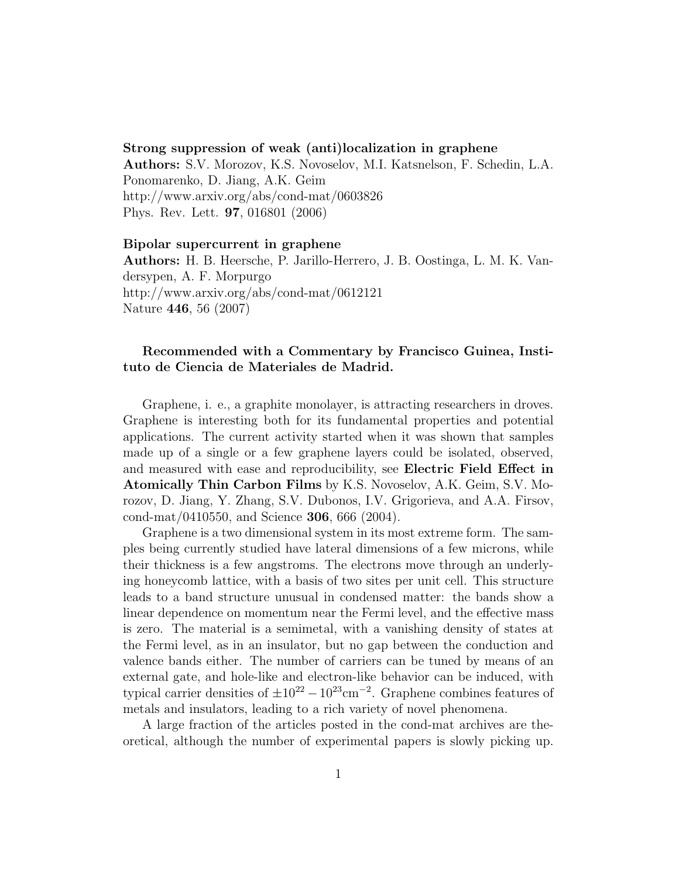**Strong suppression of weak (anti)localization in graphene**
**Authors:** S.V. Morozov, K.S. Novoselov, M.I. Katsnelson, F. Schedin, L.A. Ponomarenko, D. Jiang, A.K. Geim
http://www.arxiv.org/abs/cond-mat/0603826
Phys. Rev. Lett. **97**, 016801 (2006)

**Bipolar supercurrent in graphene**
**Authors:** H. B. Heersche, P. Jarillo-Herrero, J. B. Oostinga, L. M. K. Vandersypen, A. F. Morpurgo
http://www.arxiv.org/abs/cond-mat/0612121
Nature **446**, 56 (2007)

**Recommended with a Commentary by Francisco Guinea, Instituto de Ciencia de Materiales de Madrid.**

Graphene, i. e., a graphite monolayer, is attracting researchers in droves. Graphene is interesting both for its fundamental properties and potential applications. The current activity started when it was shown that samples made up of a single or a few graphene layers could be isolated, observed, and measured with ease and reproducibility, see **Electric Field Effect in Atomically Thin Carbon Films** by K.S. Novoselov, A.K. Geim, S.V. Morozov, D. Jiang, Y. Zhang, S.V. Dubonos, I.V. Grigorieva, and A.A. Firsov, cond-mat/0410550, and Science **306**, 666 (2004).

Graphene is a two dimensional system in its most extreme form. The samples being currently studied have lateral dimensions of a few microns, while their thickness is a few angstroms. The electrons move through an underlying honeycomb lattice, with a basis of two sites per unit cell. This structure leads to a band structure unusual in condensed matter: the bands show a linear dependence on momentum near the Fermi level, and the effective mass is zero. The material is a semimetal, with a vanishing density of states at the Fermi level, as in an insulator, but no gap between the conduction and valence bands either. The number of carriers can be tuned by means of an external gate, and hole-like and electron-like behavior can be induced, with typical carrier densities of $\pm 10^{22} - 10^{23}\text{cm}^{-2}$. Graphene combines features of metals and insulators, leading to a rich variety of novel phenomena.

A large fraction of the articles posted in the cond-mat archives are theoretical, although the number of experimental papers is slowly picking up.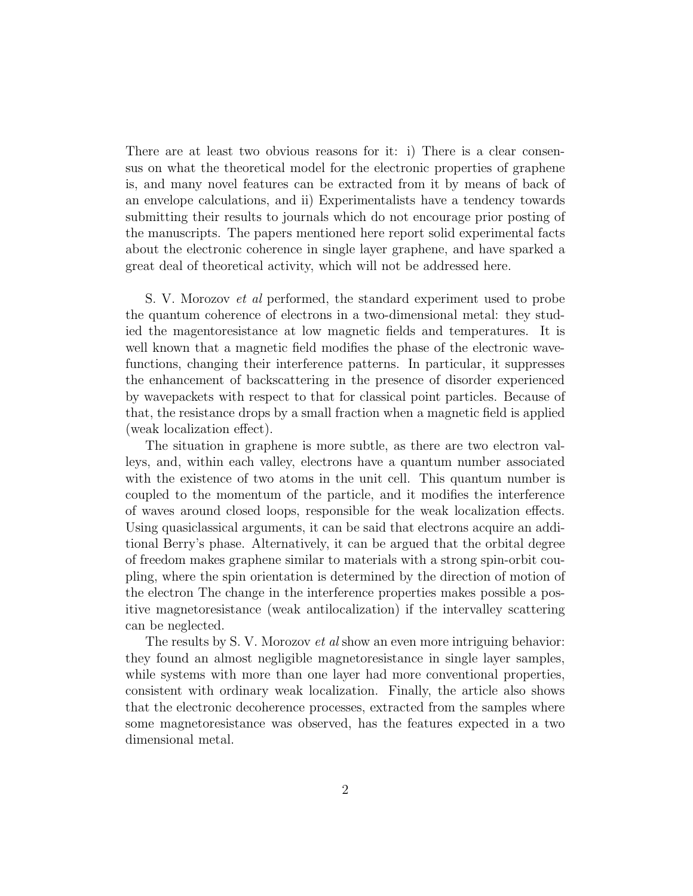There are at least two obvious reasons for it: i) There is a clear consensus on what the theoretical model for the electronic properties of graphene is, and many novel features can be extracted from it by means of back of an envelope calculations, and ii) Experimentalists have a tendency towards submitting their results to journals which do not encourage prior posting of the manuscripts. The papers mentioned here report solid experimental facts about the electronic coherence in single layer graphene, and have sparked a great deal of theoretical activity, which will not be addressed here.

S. V. Morozov *et al* performed, the standard experiment used to probe the quantum coherence of electrons in a two-dimensional metal: they studied the magentoresistance at low magnetic fields and temperatures. It is well known that a magnetic field modifies the phase of the electronic wavefunctions, changing their interference patterns. In particular, it suppresses the enhancement of backscattering in the presence of disorder experienced by wavepackets with respect to that for classical point particles. Because of that, the resistance drops by a small fraction when a magnetic field is applied (weak localization effect).

The situation in graphene is more subtle, as there are two electron valleys, and, within each valley, electrons have a quantum number associated with the existence of two atoms in the unit cell. This quantum number is coupled to the momentum of the particle, and it modifies the interference of waves around closed loops, responsible for the weak localization effects. Using quasiclassical arguments, it can be said that electrons acquire an additional Berry's phase. Alternatively, it can be argued that the orbital degree of freedom makes graphene similar to materials with a strong spin-orbit coupling, where the spin orientation is determined by the direction of motion of the electron The change in the interference properties makes possible a positive magnetoresistance (weak antilocalization) if the intervalley scattering can be neglected.

The results by S. V. Morozov *et al* show an even more intriguing behavior: they found an almost negligible magnetoresistance in single layer samples, while systems with more than one layer had more conventional properties, consistent with ordinary weak localization. Finally, the article also shows that the electronic decoherence processes, extracted from the samples where some magnetoresistance was observed, has the features expected in a two dimensional metal.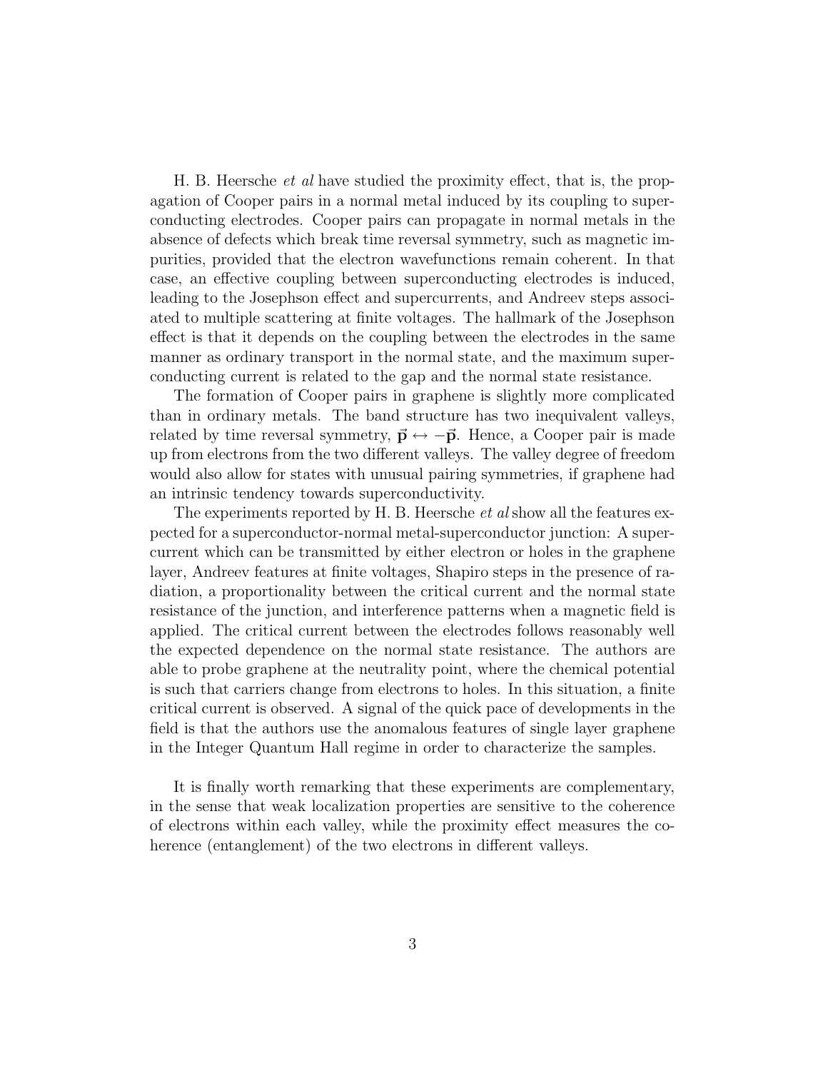H. B. Heersche *et al* have studied the proximity effect, that is, the propagation of Cooper pairs in a normal metal induced by its coupling to superconducting electrodes. Cooper pairs can propagate in normal metals in the absence of defects which break time reversal symmetry, such as magnetic impurities, provided that the electron wavefunctions remain coherent. In that case, an effective coupling between superconducting electrodes is induced, leading to the Josephson effect and supercurrents, and Andreev steps associated to multiple scattering at finite voltages. The hallmark of the Josephson effect is that it depends on the coupling between the electrodes in the same manner as ordinary transport in the normal state, and the maximum superconducting current is related to the gap and the normal state resistance.

The formation of Cooper pairs in graphene is slightly more complicated than in ordinary metals. The band structure has two inequivalent valleys, related by time reversal symmetry, $\vec{\mathbf{p}} \leftrightarrow -\vec{\mathbf{p}}$. Hence, a Cooper pair is made up from electrons from the two different valleys. The valley degree of freedom would also allow for states with unusual pairing symmetries, if graphene had an intrinsic tendency towards superconductivity.

The experiments reported by H. B. Heersche *et al* show all the features expected for a superconductor-normal metal-superconductor junction: A supercurrent which can be transmitted by either electron or holes in the graphene layer, Andreev features at finite voltages, Shapiro steps in the presence of radiation, a proportionality between the critical current and the normal state resistance of the junction, and interference patterns when a magnetic field is applied. The critical current between the electrodes follows reasonably well the expected dependence on the normal state resistance. The authors are able to probe graphene at the neutrality point, where the chemical potential is such that carriers change from electrons to holes. In this situation, a finite critical current is observed. A signal of the quick pace of developments in the field is that the authors use the anomalous features of single layer graphene in the Integer Quantum Hall regime in order to characterize the samples.

It is finally worth remarking that these experiments are complementary, in the sense that weak localization properties are sensitive to the coherence of electrons within each valley, while the proximity effect measures the coherence (entanglement) of the two electrons in different valleys.